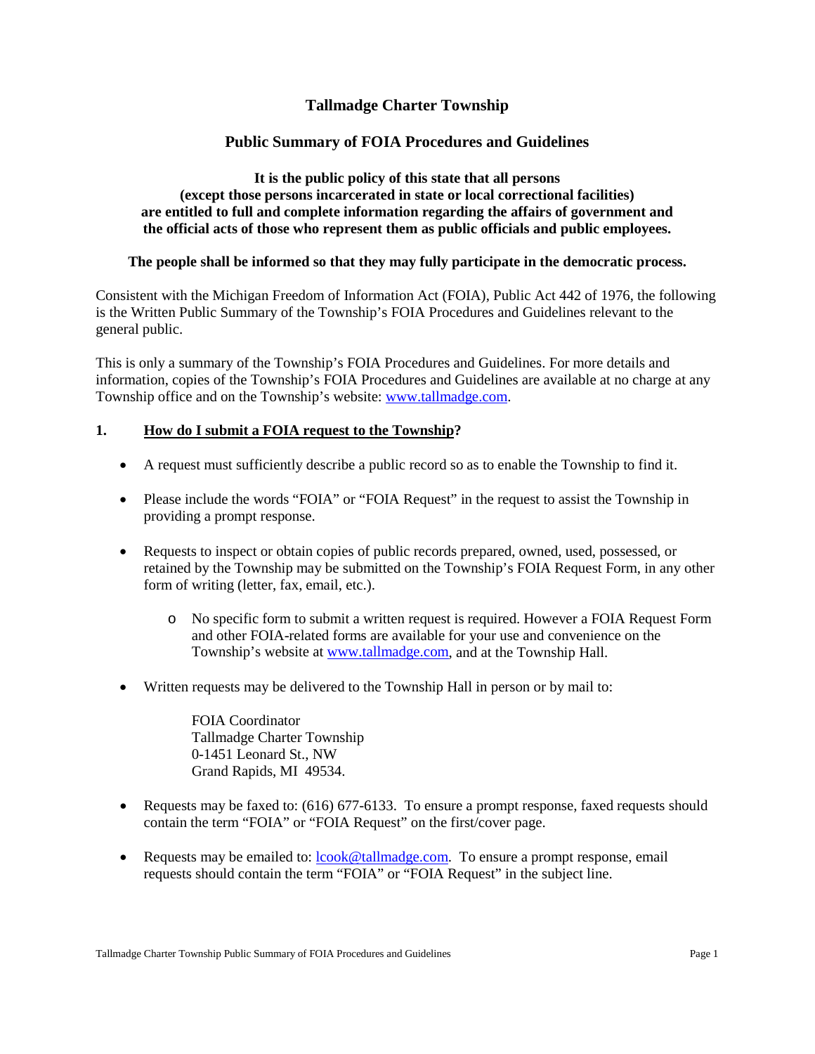# Tallmadge Charter Township

## Public Summary of FOIA Procedures and Guidelines

**It is the public policy of this state that all persons (except those persons incarcerated in state or local correctional facilities) are entitled to full and complete information regarding the affairs of government and the official acts of those who represent them as public officials and public employees.**

**The people shall be informed so that they may fully participate in the democratic process.**

Consistent with the Michigan Freedom of Information Act (FOIA), Public Act 442 of 1976, the following is the Written Public Summary of the Township's FOIA Procedures and Guidelines relevant to the general public.

This is only a summary of the Township's FOIA Procedures and Guidelines. For more details and information, copies of the Township's FOIA Procedures and Guidelines are available at no charge at any Township office and on the Township's website: [www.tallmadge.com](http://www.tallmadge.com).

### 1. How do I submit a FOIA request to the Township?

- A request must sufficiently describe a public record so as to enable the Township to find it.
- Please include the words "FOIA" or "FOIA Request" in the request to assist the Township in providing a prompt response.
- Requests to inspect or obtain copies of public records prepared, owned, used, possessed, or retained by the Township may be submitted on the Township's FOIA Request Form, in any other form of writing (letter, fax, email, etc.).
    - No specific form to submit a written request is required. However a FOIA Request Form and other FOIA-related forms are available for your use and convenience on the Township's website at [www.tallmadge.com](http://www.tallmadge.com), and at the Township Hall.
- Written requests may be delivered to the Township Hall in person or by mail to:

  FOIA Coordinator  
  Tallmadge Charter Township  
  0-1451 Leonard St., NW  
  Grand Rapids, MI 49534.

- Requests may be faxed to: (616) 677-6133. To ensure a prompt response, faxed requests should contain the term "FOIA" or "FOIA Request" on the first/cover page.
- Requests may be emailed to: [lcook@tallmadge.com](mailto:lcook@tallmadge.com). To ensure a prompt response, email requests should contain the term "FOIA" or "FOIA Request" in the subject line.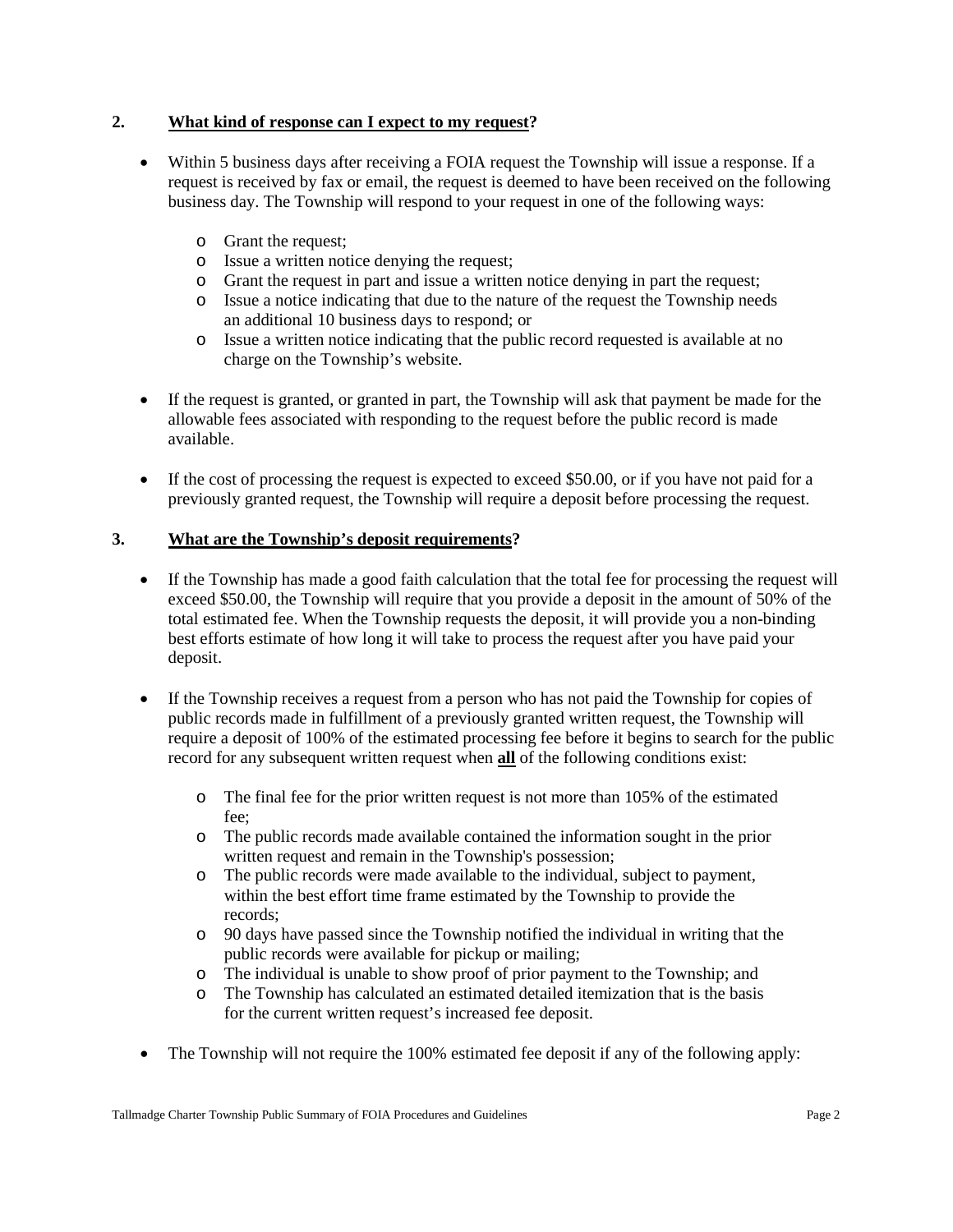## 2. What kind of response can I expect to my request?

- Within 5 business days after receiving a FOIA request the Township will issue a response. If a request is received by fax or email, the request is deemed to have been received on the following business day. The Township will respond to your request in one of the following ways:
  - Grant the request;
  - Issue a written notice denying the request;
  - Grant the request in part and issue a written notice denying in part the request;
  - Issue a notice indicating that due to the nature of the request the Township needs an additional 10 business days to respond; or
  - Issue a written notice indicating that the public record requested is available at no charge on the Township's website.

- If the request is granted, or granted in part, the Township will ask that payment be made for the allowable fees associated with responding to the request before the public record is made available.

- If the cost of processing the request is expected to exceed $50.00, or if you have not paid for a previously granted request, the Township will require a deposit before processing the request.

## 3. What are the Township's deposit requirements?

- If the Township has made a good faith calculation that the total fee for processing the request will exceed $50.00, the Township will require that you provide a deposit in the amount of 50% of the total estimated fee. When the Township requests the deposit, it will provide you a non-binding best efforts estimate of how long it will take to process the request after you have paid your deposit.

- If the Township receives a request from a person who has not paid the Township for copies of public records made in fulfillment of a previously granted written request, the Township will require a deposit of 100% of the estimated processing fee before it begins to search for the public record for any subsequent written request when **all** of the following conditions exist:
  - The final fee for the prior written request is not more than 105% of the estimated fee;
  - The public records made available contained the information sought in the prior written request and remain in the Township's possession;
  - The public records were made available to the individual, subject to payment, within the best effort time frame estimated by the Township to provide the records;
  - 90 days have passed since the Township notified the individual in writing that the public records were available for pickup or mailing;
  - The individual is unable to show proof of prior payment to the Township; and
  - The Township has calculated an estimated detailed itemization that is the basis for the current written request's increased fee deposit.

- The Township will not require the 100% estimated fee deposit if any of the following apply: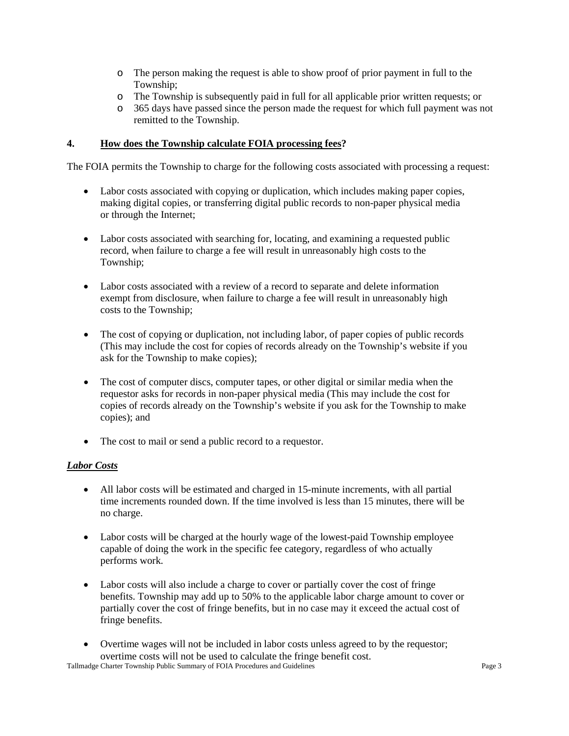- The person making the request is able to show proof of prior payment in full to the Township;
- The Township is subsequently paid in full for all applicable prior written requests; or
- 365 days have passed since the person made the request for which full payment was not remitted to the Township.

## 4. How does the Township calculate FOIA processing fees?

The FOIA permits the Township to charge for the following costs associated with processing a request:

- Labor costs associated with copying or duplication, which includes making paper copies, making digital copies, or transferring digital public records to non-paper physical media or through the Internet;

- Labor costs associated with searching for, locating, and examining a requested public record, when failure to charge a fee will result in unreasonably high costs to the Township;

- Labor costs associated with a review of a record to separate and delete information exempt from disclosure, when failure to charge a fee will result in unreasonably high costs to the Township;

- The cost of copying or duplication, not including labor, of paper copies of public records (This may include the cost for copies of records already on the Township's website if you ask for the Township to make copies);

- The cost of computer discs, computer tapes, or other digital or similar media when the requestor asks for records in non-paper physical media (This may include the cost for copies of records already on the Township's website if you ask for the Township to make copies); and

- The cost to mail or send a public record to a requestor.

***Labor Costs***

- All labor costs will be estimated and charged in 15-minute increments, with all partial time increments rounded down. If the time involved is less than 15 minutes, there will be no charge.

- Labor costs will be charged at the hourly wage of the lowest-paid Township employee capable of doing the work in the specific fee category, regardless of who actually performs work.

- Labor costs will also include a charge to cover or partially cover the cost of fringe benefits. Township may add up to 50% to the applicable labor charge amount to cover or partially cover the cost of fringe benefits, but in no case may it exceed the actual cost of fringe benefits.

- Overtime wages will not be included in labor costs unless agreed to by the requestor; overtime costs will not be used to calculate the fringe benefit cost.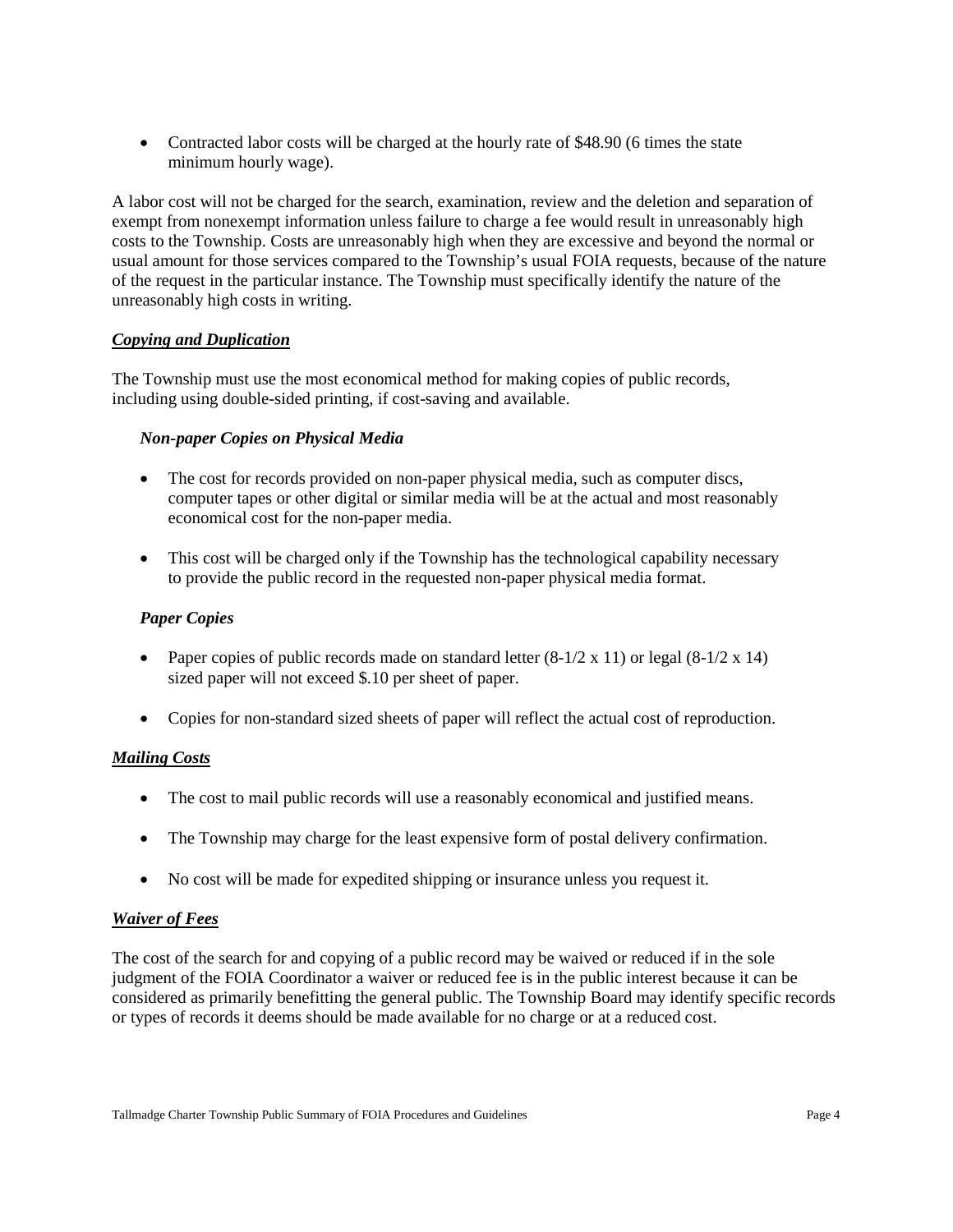- Contracted labor costs will be charged at the hourly rate of $48.90 (6 times the state minimum hourly wage).

A labor cost will not be charged for the search, examination, review and the deletion and separation of exempt from nonexempt information unless failure to charge a fee would result in unreasonably high costs to the Township. Costs are unreasonably high when they are excessive and beyond the normal or usual amount for those services compared to the Township's usual FOIA requests, because of the nature of the request in the particular instance. The Township must specifically identify the nature of the unreasonably high costs in writing.

***Copying and Duplication***

The Township must use the most economical method for making copies of public records, including using double-sided printing, if cost-saving and available.

***Non-paper Copies on Physical Media***

- The cost for records provided on non-paper physical media, such as computer discs, computer tapes or other digital or similar media will be at the actual and most reasonably economical cost for the non-paper media.

- This cost will be charged only if the Township has the technological capability necessary to provide the public record in the requested non-paper physical media format.

***Paper Copies***

- Paper copies of public records made on standard letter (8-1/2 x 11) or legal (8-1/2 x 14) sized paper will not exceed $.10 per sheet of paper.

- Copies for non-standard sized sheets of paper will reflect the actual cost of reproduction.

***Mailing Costs***

- The cost to mail public records will use a reasonably economical and justified means.

- The Township may charge for the least expensive form of postal delivery confirmation.

- No cost will be made for expedited shipping or insurance unless you request it.

***Waiver of Fees***

The cost of the search for and copying of a public record may be waived or reduced if in the sole judgment of the FOIA Coordinator a waiver or reduced fee is in the public interest because it can be considered as primarily benefitting the general public. The Township Board may identify specific records or types of records it deems should be made available for no charge or at a reduced cost.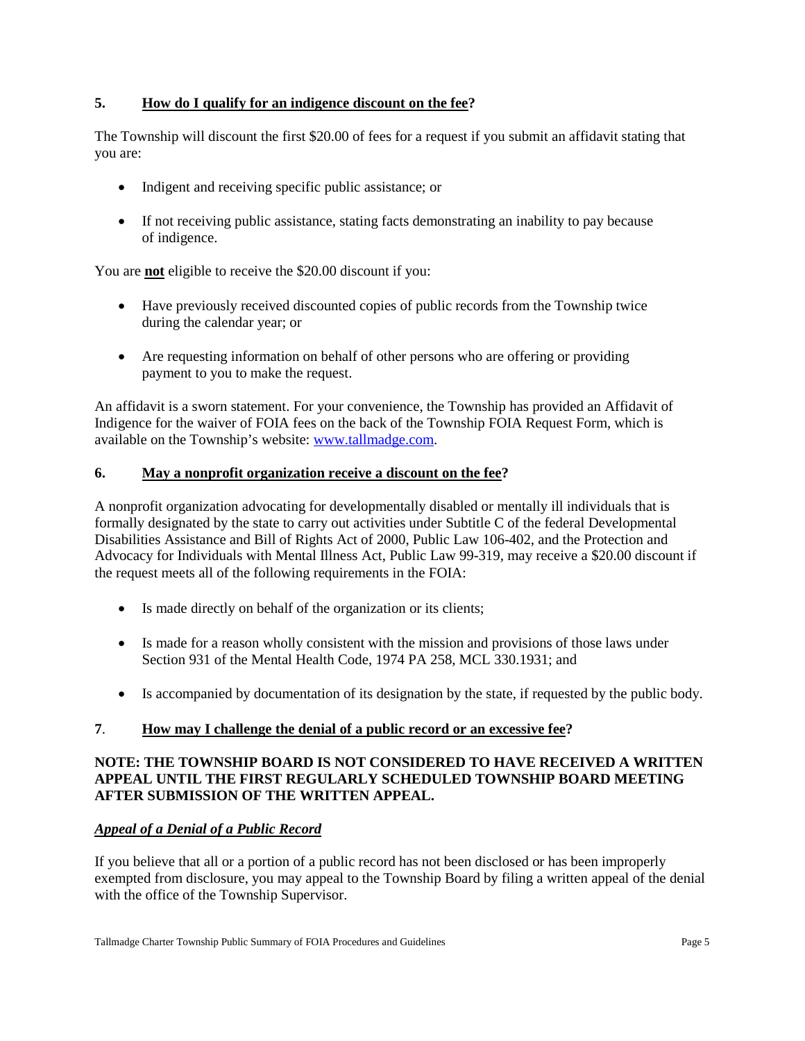### 5. **How do I qualify for an indigence discount on the fee?**

The Township will discount the first $20.00 of fees for a request if you submit an affidavit stating that you are:

- Indigent and receiving specific public assistance; or
- If not receiving public assistance, stating facts demonstrating an inability to pay because of indigence.

You are **not** eligible to receive the $20.00 discount if you:

- Have previously received discounted copies of public records from the Township twice during the calendar year; or
- Are requesting information on behalf of other persons who are offering or providing payment to you to make the request.

An affidavit is a sworn statement. For your convenience, the Township has provided an Affidavit of Indigence for the waiver of FOIA fees on the back of the Township FOIA Request Form, which is available on the Township's website: [www.tallmadge.com](www.tallmadge.com).

### 6. **May a nonprofit organization receive a discount on the fee?**

A nonprofit organization advocating for developmentally disabled or mentally ill individuals that is formally designated by the state to carry out activities under Subtitle C of the federal Developmental Disabilities Assistance and Bill of Rights Act of 2000, Public Law 106-402, and the Protection and Advocacy for Individuals with Mental Illness Act, Public Law 99-319, may receive a $20.00 discount if the request meets all of the following requirements in the FOIA:

- Is made directly on behalf of the organization or its clients;
- Is made for a reason wholly consistent with the mission and provisions of those laws under Section 931 of the Mental Health Code, 1974 PA 258, MCL 330.1931; and
- Is accompanied by documentation of its designation by the state, if requested by the public body.

### 7. **How may I challenge the denial of a public record or an excessive fee?**

**NOTE: THE TOWNSHIP BOARD IS NOT CONSIDERED TO HAVE RECEIVED A WRITTEN APPEAL UNTIL THE FIRST REGULARLY SCHEDULED TOWNSHIP BOARD MEETING AFTER SUBMISSION OF THE WRITTEN APPEAL.**

***Appeal of a Denial of a Public Record***

If you believe that all or a portion of a public record has not been disclosed or has been improperly exempted from disclosure, you may appeal to the Township Board by filing a written appeal of the denial with the office of the Township Supervisor.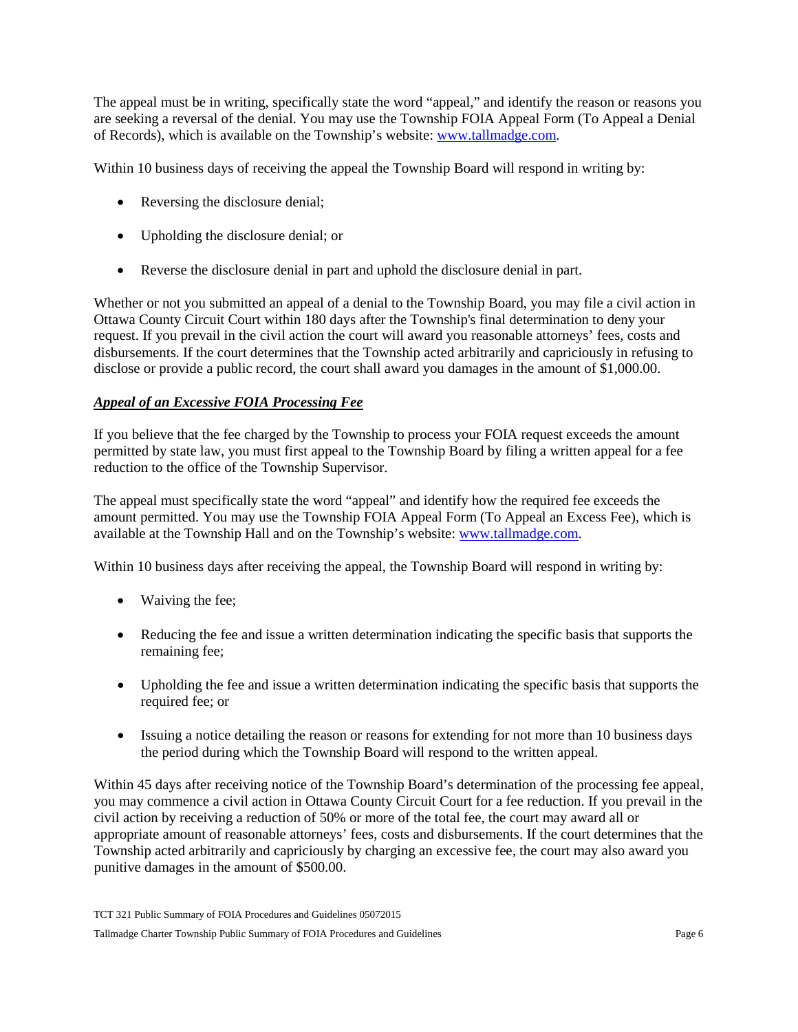The appeal must be in writing, specifically state the word "appeal," and identify the reason or reasons you are seeking a reversal of the denial. You may use the Township FOIA Appeal Form (To Appeal a Denial of Records), which is available on the Township's website: [www.tallmadge.com](http://www.tallmadge.com).

Within 10 business days of receiving the appeal the Township Board will respond in writing by:

- Reversing the disclosure denial;
- Upholding the disclosure denial; or
- Reverse the disclosure denial in part and uphold the disclosure denial in part.

Whether or not you submitted an appeal of a denial to the Township Board, you may file a civil action in Ottawa County Circuit Court within 180 days after the Township's final determination to deny your request. If you prevail in the civil action the court will award you reasonable attorneys' fees, costs and disbursements. If the court determines that the Township acted arbitrarily and capriciously in refusing to disclose or provide a public record, the court shall award you damages in the amount of $1,000.00.

***Appeal of an Excessive FOIA Processing Fee***

If you believe that the fee charged by the Township to process your FOIA request exceeds the amount permitted by state law, you must first appeal to the Township Board by filing a written appeal for a fee reduction to the office of the Township Supervisor.

The appeal must specifically state the word "appeal" and identify how the required fee exceeds the amount permitted. You may use the Township FOIA Appeal Form (To Appeal an Excess Fee), which is available at the Township Hall and on the Township's website: [www.tallmadge.com](http://www.tallmadge.com).

Within 10 business days after receiving the appeal, the Township Board will respond in writing by:

- Waiving the fee;
- Reducing the fee and issue a written determination indicating the specific basis that supports the remaining fee;
- Upholding the fee and issue a written determination indicating the specific basis that supports the required fee; or
- Issuing a notice detailing the reason or reasons for extending for not more than 10 business days the period during which the Township Board will respond to the written appeal.

Within 45 days after receiving notice of the Township Board's determination of the processing fee appeal, you may commence a civil action in Ottawa County Circuit Court for a fee reduction. If you prevail in the civil action by receiving a reduction of 50% or more of the total fee, the court may award all or appropriate amount of reasonable attorneys' fees, costs and disbursements. If the court determines that the Township acted arbitrarily and capriciously by charging an excessive fee, the court may also award you punitive damages in the amount of $500.00.

TCT 321 Public Summary of FOIA Procedures and Guidelines 05072015